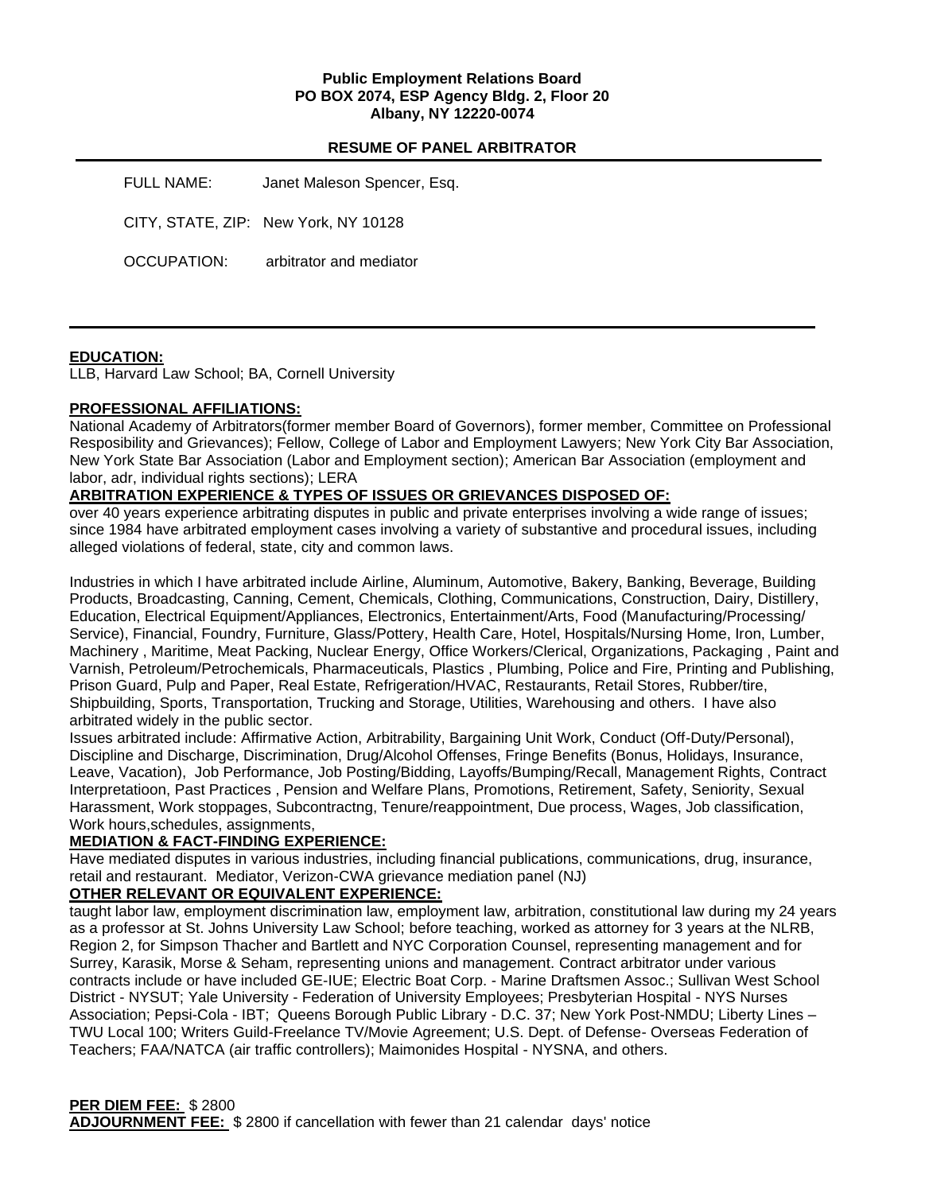**Public Employment Relations Board**
**PO BOX 2074, ESP Agency Bldg. 2, Floor 20**
**Albany, NY 12220-0074**

**RESUME OF PANEL ARBITRATOR**

FULL NAME: Janet Maleson Spencer, Esq.

CITY, STATE, ZIP: New York, NY 10128

OCCUPATION: arbitrator and mediator

---

**EDUCATION:**

LLB, Harvard Law School; BA, Cornell University

**PROFESSIONAL AFFILIATIONS:**

National Academy of Arbitrators(former member Board of Governors), former member, Committee on Professional Resposibility and Grievances); Fellow, College of Labor and Employment Lawyers; New York City Bar Association, New York State Bar Association (Labor and Employment section); American Bar Association (employment and labor, adr, individual rights sections); LERA

**ARBITRATION EXPERIENCE & TYPES OF ISSUES OR GRIEVANCES DISPOSED OF:**

over 40 years experience arbitrating disputes in public and private enterprises involving a wide range of issues; since 1984 have arbitrated employment cases involving a variety of substantive and procedural issues, including alleged violations of federal, state, city and common laws.

Industries in which I have arbitrated include Airline, Aluminum, Automotive, Bakery, Banking, Beverage, Building Products, Broadcasting, Canning, Cement, Chemicals, Clothing, Communications, Construction, Dairy, Distillery, Education, Electrical Equipment/Appliances, Electronics, Entertainment/Arts, Food (Manufacturing/Processing/ Service), Financial, Foundry, Furniture, Glass/Pottery, Health Care, Hotel, Hospitals/Nursing Home, Iron, Lumber, Machinery , Maritime, Meat Packing, Nuclear Energy, Office Workers/Clerical, Organizations, Packaging , Paint and Varnish, Petroleum/Petrochemicals, Pharmaceuticals, Plastics , Plumbing, Police and Fire, Printing and Publishing, Prison Guard, Pulp and Paper, Real Estate, Refrigeration/HVAC, Restaurants, Retail Stores, Rubber/tire, Shipbuilding, Sports, Transportation, Trucking and Storage, Utilities, Warehousing and others. I have also arbitrated widely in the public sector.

Issues arbitrated include: Affirmative Action, Arbitrability, Bargaining Unit Work, Conduct (Off-Duty/Personal), Discipline and Discharge, Discrimination, Drug/Alcohol Offenses, Fringe Benefits (Bonus, Holidays, Insurance, Leave, Vacation), Job Performance, Job Posting/Bidding, Layoffs/Bumping/Recall, Management Rights, Contract Interpretatioon, Past Practices , Pension and Welfare Plans, Promotions, Retirement, Safety, Seniority, Sexual Harassment, Work stoppages, Subcontractng, Tenure/reappointment, Due process, Wages, Job classification, Work hours,schedules, assignments,

**MEDIATION & FACT-FINDING EXPERIENCE:**

Have mediated disputes in various industries, including financial publications, communications, drug, insurance, retail and restaurant. Mediator, Verizon-CWA grievance mediation panel (NJ)

**OTHER RELEVANT OR EQUIVALENT EXPERIENCE:**

taught labor law, employment discrimination law, employment law, arbitration, constitutional law during my 24 years as a professor at St. Johns University Law School; before teaching, worked as attorney for 3 years at the NLRB, Region 2, for Simpson Thacher and Bartlett and NYC Corporation Counsel, representing management and for Surrey, Karasik, Morse & Seham, representing unions and management. Contract arbitrator under various contracts include or have included GE-IUE; Electric Boat Corp. - Marine Draftsmen Assoc.; Sullivan West School District - NYSUT; Yale University - Federation of University Employees; Presbyterian Hospital - NYS Nurses Association; Pepsi-Cola - IBT; Queens Borough Public Library - D.C. 37; New York Post-NMDU; Liberty Lines – TWU Local 100; Writers Guild-Freelance TV/Movie Agreement; U.S. Dept. of Defense- Overseas Federation of Teachers; FAA/NATCA (air traffic controllers); Maimonides Hospital - NYSNA, and others.

**PER DIEM FEE:** $ 2800

**ADJOURNMENT FEE:** $ 2800 if cancellation with fewer than 21 calendar days' notice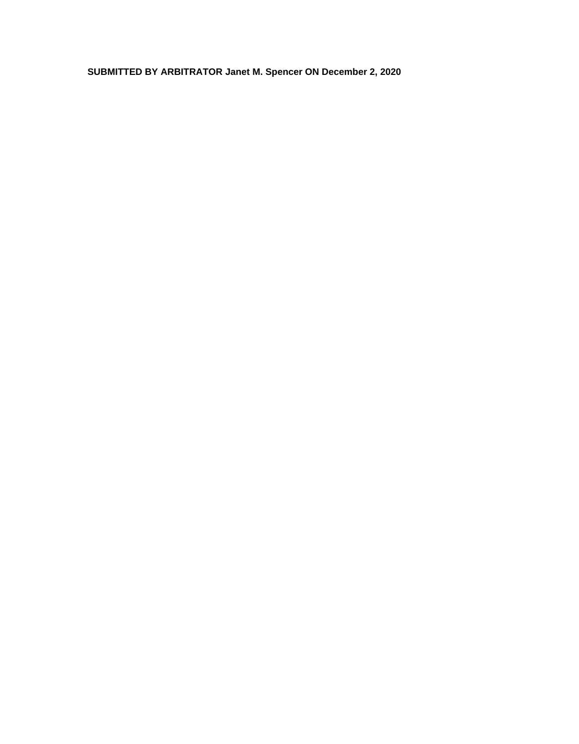**SUBMITTED BY ARBITRATOR Janet M. Spencer ON December 2, 2020**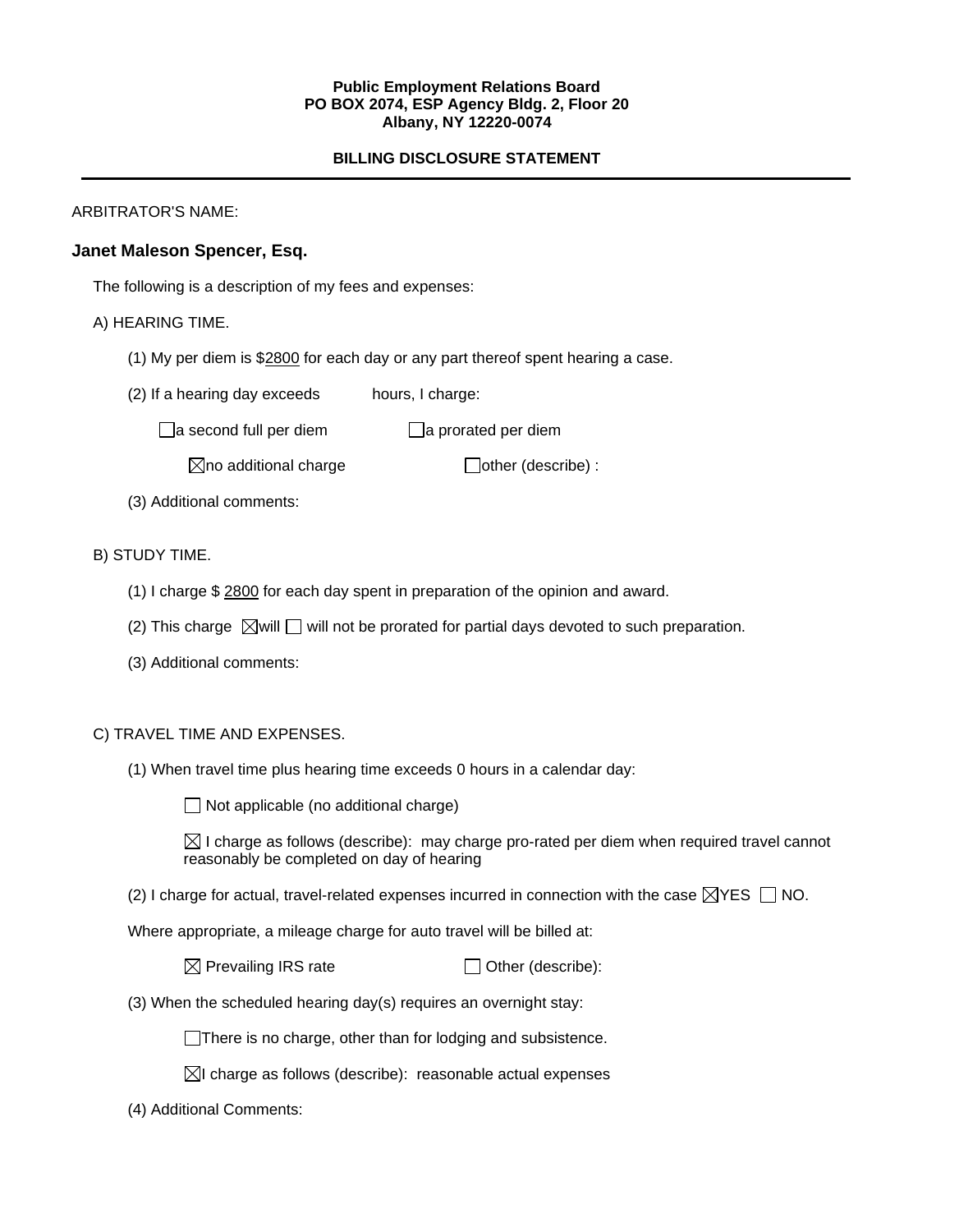**Public Employment Relations Board**
**PO BOX 2074, ESP Agency Bldg. 2, Floor 20**
**Albany, NY 12220-0074**

**BILLING DISCLOSURE STATEMENT**

---

ARBITRATOR'S NAME:

**Janet Maleson Spencer, Esq.**

The following is a description of my fees and expenses:

A) HEARING TIME.

(1) My per diem is $2800 for each day or any part thereof spent hearing a case.

(2) If a hearing day exceeds hours, I charge:

☐ a second full per diem ☐ a prorated per diem

☒ no additional charge ☐ other (describe) :

(3) Additional comments:

B) STUDY TIME.

(1) I charge $ 2800 for each day spent in preparation of the opinion and award.

(2) This charge ☒ will ☐ will not be prorated for partial days devoted to such preparation.

(3) Additional comments:

C) TRAVEL TIME AND EXPENSES.

(1) When travel time plus hearing time exceeds 0 hours in a calendar day:

☐ Not applicable (no additional charge)

☒ I charge as follows (describe): may charge pro-rated per diem when required travel cannot reasonably be completed on day of hearing

(2) I charge for actual, travel-related expenses incurred in connection with the case ☒ YES ☐ NO.

Where appropriate, a mileage charge for auto travel will be billed at:

☒ Prevailing IRS rate ☐ Other (describe):

(3) When the scheduled hearing day(s) requires an overnight stay:

☐ There is no charge, other than for lodging and subsistence.

☒ I charge as follows (describe): reasonable actual expenses

(4) Additional Comments: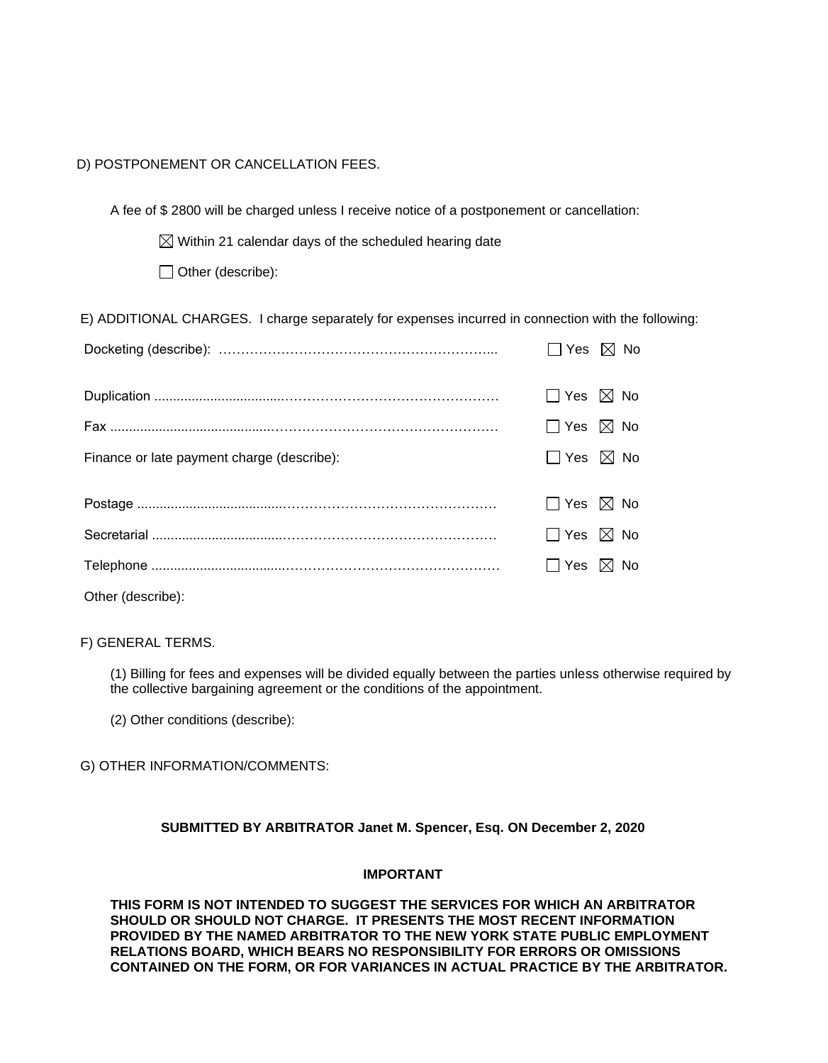D) POSTPONEMENT OR CANCELLATION FEES.

A fee of $ 2800 will be charged unless I receive notice of a postponement or cancellation:

☒ Within 21 calendar days of the scheduled hearing date

☐ Other (describe):

E) ADDITIONAL CHARGES. I charge separately for expenses incurred in connection with the following:

| | |
|---|---|
| Docketing (describe): ............................................................ | ☐ Yes ☒ No |
| Duplication ............................................................ | ☐ Yes ☒ No |
| Fax ............................................................ | ☐ Yes ☒ No |
| Finance or late payment charge (describe): | ☐ Yes ☒ No |
| Postage ............................................................ | ☐ Yes ☒ No |
| Secretarial ............................................................ | ☐ Yes ☒ No |
| Telephone ............................................................ | ☐ Yes ☒ No |

Other (describe):

F) GENERAL TERMS.

(1) Billing for fees and expenses will be divided equally between the parties unless otherwise required by the collective bargaining agreement or the conditions of the appointment.

(2) Other conditions (describe):

G) OTHER INFORMATION/COMMENTS:

**SUBMITTED BY ARBITRATOR Janet M. Spencer, Esq. ON December 2, 2020**

**IMPORTANT**

**THIS FORM IS NOT INTENDED TO SUGGEST THE SERVICES FOR WHICH AN ARBITRATOR SHOULD OR SHOULD NOT CHARGE. IT PRESENTS THE MOST RECENT INFORMATION PROVIDED BY THE NAMED ARBITRATOR TO THE NEW YORK STATE PUBLIC EMPLOYMENT RELATIONS BOARD, WHICH BEARS NO RESPONSIBILITY FOR ERRORS OR OMISSIONS CONTAINED ON THE FORM, OR FOR VARIANCES IN ACTUAL PRACTICE BY THE ARBITRATOR.**